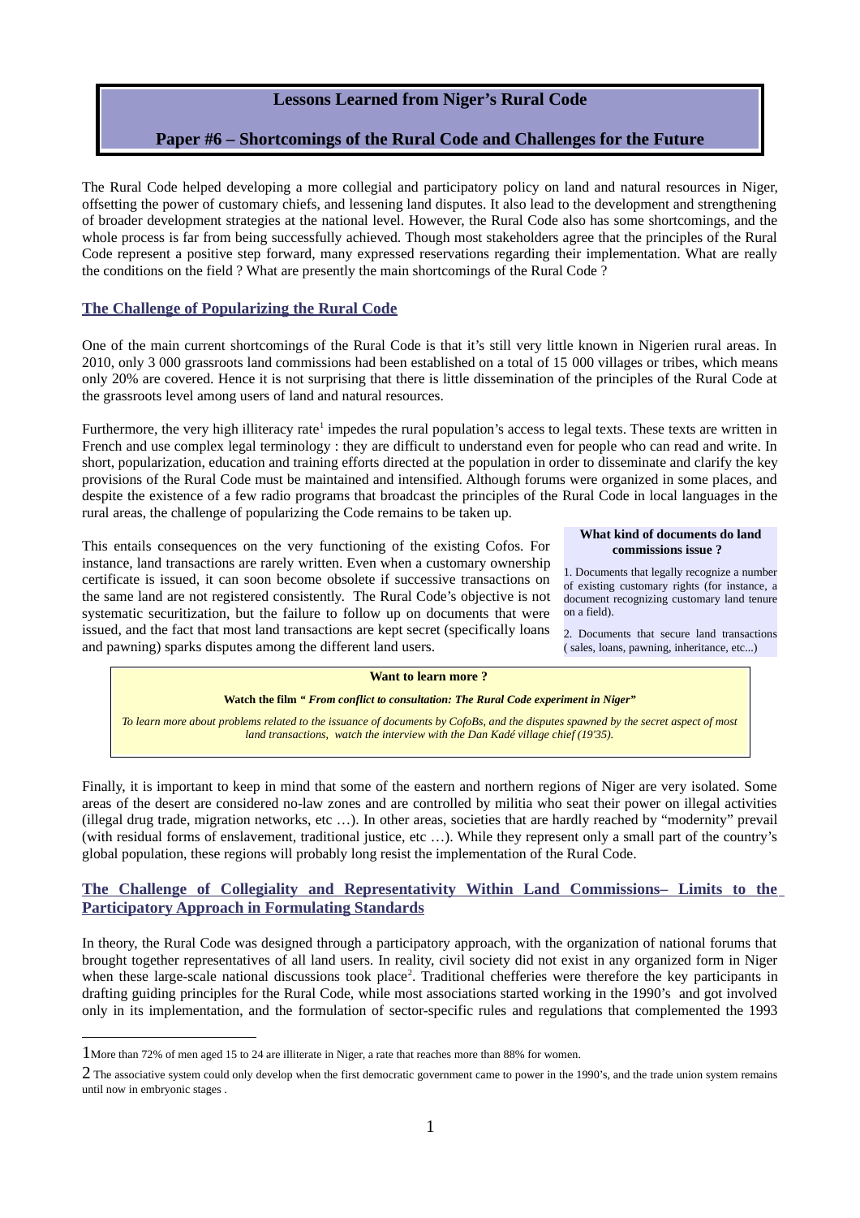# Lessons Learned from Niger's Rural Code

## Paper #6 – Shortcomings of the Rural Code and Challenges for the Future

The Rural Code helped developing a more collegial and participatory policy on land and natural resources in Niger, offsetting the power of customary chiefs, and lessening land disputes. It also lead to the development and strengthening of broader development strategies at the national level. However, the Rural Code also has some shortcomings, and the whole process is far from being successfully achieved. Though most stakeholders agree that the principles of the Rural Code represent a positive step forward, many expressed reservations regarding their implementation. What are really the conditions on the field ? What are presently the main shortcomings of the Rural Code ?

### The Challenge of Popularizing the Rural Code

One of the main current shortcomings of the Rural Code is that it's still very little known in Nigerien rural areas. In 2010, only 3 000 grassroots land commissions had been established on a total of 15 000 villages or tribes, which means only 20% are covered. Hence it is not surprising that there is little dissemination of the principles of the Rural Code at the grassroots level among users of land and natural resources.

Furthermore, the very high illiteracy rate[1] impedes the rural population's access to legal texts. These texts are written in French and use complex legal terminology : they are difficult to understand even for people who can read and write. In short, popularization, education and training efforts directed at the population in order to disseminate and clarify the key provisions of the Rural Code must be maintained and intensified. Although forums were organized in some places, and despite the existence of a few radio programs that broadcast the principles of the Rural Code in local languages in the rural areas, the challenge of popularizing the Code remains to be taken up.

This entails consequences on the very functioning of the existing Cofos. For instance, land transactions are rarely written. Even when a customary ownership certificate is issued, it can soon become obsolete if successive transactions on the same land are not registered consistently. The Rural Code's objective is not systematic securitization, but the failure to follow up on documents that were issued, and the fact that most land transactions are kept secret (specifically loans and pawning) sparks disputes among the different land users.

> **What kind of documents do land commissions issue ?**
>
> 1. Documents that legally recognize a number of existing customary rights (for instance, a document recognizing customary land tenure on a field).
> 2. Documents that secure land transactions ( sales, loans, pawning, inheritance, etc...)

> **Want to learn more ?**
>
> **Watch the film *" From conflict to consultation: The Rural Code experiment in Niger"***
>
> *To learn more about problems related to the issuance of documents by CofoBs, and the disputes spawned by the secret aspect of most land transactions, watch the interview with the Dan Kadé village chief (19'35).*

Finally, it is important to keep in mind that some of the eastern and northern regions of Niger are very isolated. Some areas of the desert are considered no-law zones and are controlled by militia who seat their power on illegal activities (illegal drug trade, migration networks, etc …). In other areas, societies that are hardly reached by "modernity" prevail (with residual forms of enslavement, traditional justice, etc …). While they represent only a small part of the country's global population, these regions will probably long resist the implementation of the Rural Code.

### The Challenge of Collegiality and Representativity Within Land Commissions– Limits to the Participatory Approach in Formulating Standards

In theory, the Rural Code was designed through a participatory approach, with the organization of national forums that brought together representatives of all land users. In reality, civil society did not exist in any organized form in Niger when these large-scale national discussions took place[2]. Traditional chefferies were therefore the key participants in drafting guiding principles for the Rural Code, while most associations started working in the 1990's and got involved only in its implementation, and the formulation of sector-specific rules and regulations that complemented the 1993

---

[1] More than 72% of men aged 15 to 24 are illiterate in Niger, a rate that reaches more than 88% for women.

[2] The associative system could only develop when the first democratic government came to power in the 1990's, and the trade union system remains until now in embryonic stages .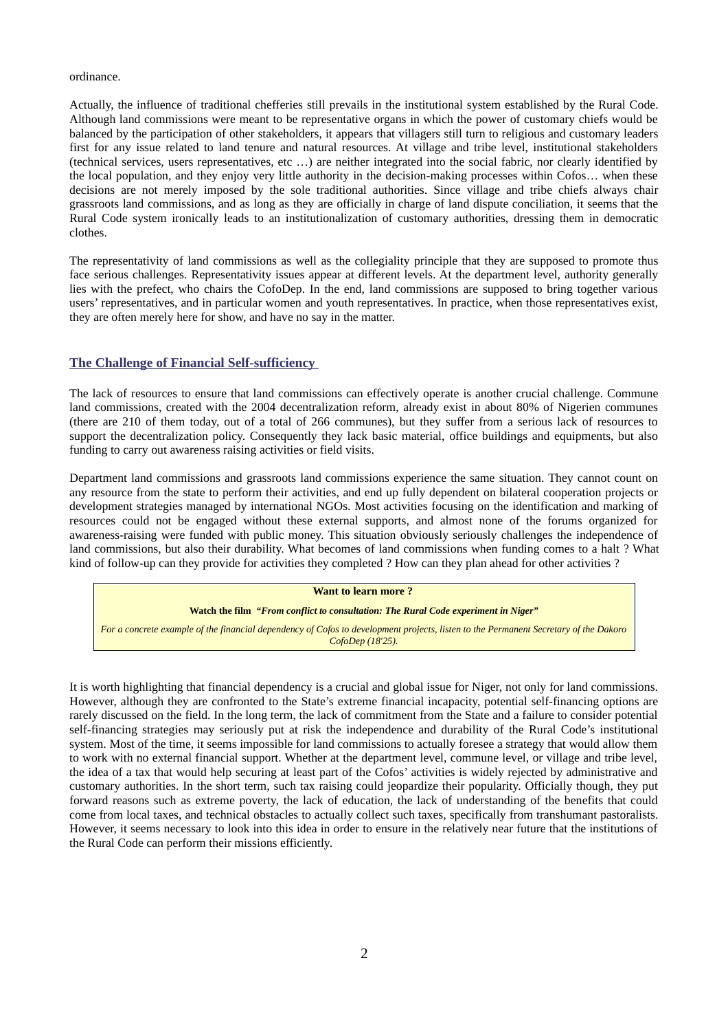ordinance.

Actually, the influence of traditional chefferies still prevails in the institutional system established by the Rural Code. Although land commissions were meant to be representative organs in which the power of customary chiefs would be balanced by the participation of other stakeholders, it appears that villagers still turn to religious and customary leaders first for any issue related to land tenure and natural resources. At village and tribe level, institutional stakeholders (technical services, users representatives, etc …) are neither integrated into the social fabric, nor clearly identified by the local population, and they enjoy very little authority in the decision-making processes within Cofos… when these decisions are not merely imposed by the sole traditional authorities. Since village and tribe chiefs always chair grassroots land commissions, and as long as they are officially in charge of land dispute conciliation, it seems that the Rural Code system ironically leads to an institutionalization of customary authorities, dressing them in democratic clothes.

The representativity of land commissions as well as the collegiality principle that they are supposed to promote thus face serious challenges. Representativity issues appear at different levels. At the department level, authority generally lies with the prefect, who chairs the CofoDep. In the end, land commissions are supposed to bring together various users' representatives, and in particular women and youth representatives. In practice, when those representatives exist, they are often merely here for show, and have no say in the matter.

## The Challenge of Financial Self-sufficiency

The lack of resources to ensure that land commissions can effectively operate is another crucial challenge. Commune land commissions, created with the 2004 decentralization reform, already exist in about 80% of Nigerien communes (there are 210 of them today, out of a total of 266 communes), but they suffer from a serious lack of resources to support the decentralization policy. Consequently they lack basic material, office buildings and equipments, but also funding to carry out awareness raising activities or field visits.

Department land commissions and grassroots land commissions experience the same situation. They cannot count on any resource from the state to perform their activities, and end up fully dependent on bilateral cooperation projects or development strategies managed by international NGOs. Most activities focusing on the identification and marking of resources could not be engaged without these external supports, and almost none of the forums organized for awareness-raising were funded with public money. This situation obviously seriously challenges the independence of land commissions, but also their durability. What becomes of land commissions when funding comes to a halt ? What kind of follow-up can they provide for activities they completed ? How can they plan ahead for other activities ?

> **Want to learn more ?**
>
> **Watch the film *"From conflict to consultation: The Rural Code experiment in Niger"***
>
> *For a concrete example of the financial dependency of Cofos to development projects, listen to the Permanent Secretary of the Dakoro CofoDep (18'25).*

It is worth highlighting that financial dependency is a crucial and global issue for Niger, not only for land commissions. However, although they are confronted to the State's extreme financial incapacity, potential self-financing options are rarely discussed on the field. In the long term, the lack of commitment from the State and a failure to consider potential self-financing strategies may seriously put at risk the independence and durability of the Rural Code's institutional system. Most of the time, it seems impossible for land commissions to actually foresee a strategy that would allow them to work with no external financial support. Whether at the department level, commune level, or village and tribe level, the idea of a tax that would help securing at least part of the Cofos' activities is widely rejected by administrative and customary authorities. In the short term, such tax raising could jeopardize their popularity. Officially though, they put forward reasons such as extreme poverty, the lack of education, the lack of understanding of the benefits that could come from local taxes, and technical obstacles to actually collect such taxes, specifically from transhumant pastoralists. However, it seems necessary to look into this idea in order to ensure in the relatively near future that the institutions of the Rural Code can perform their missions efficiently.